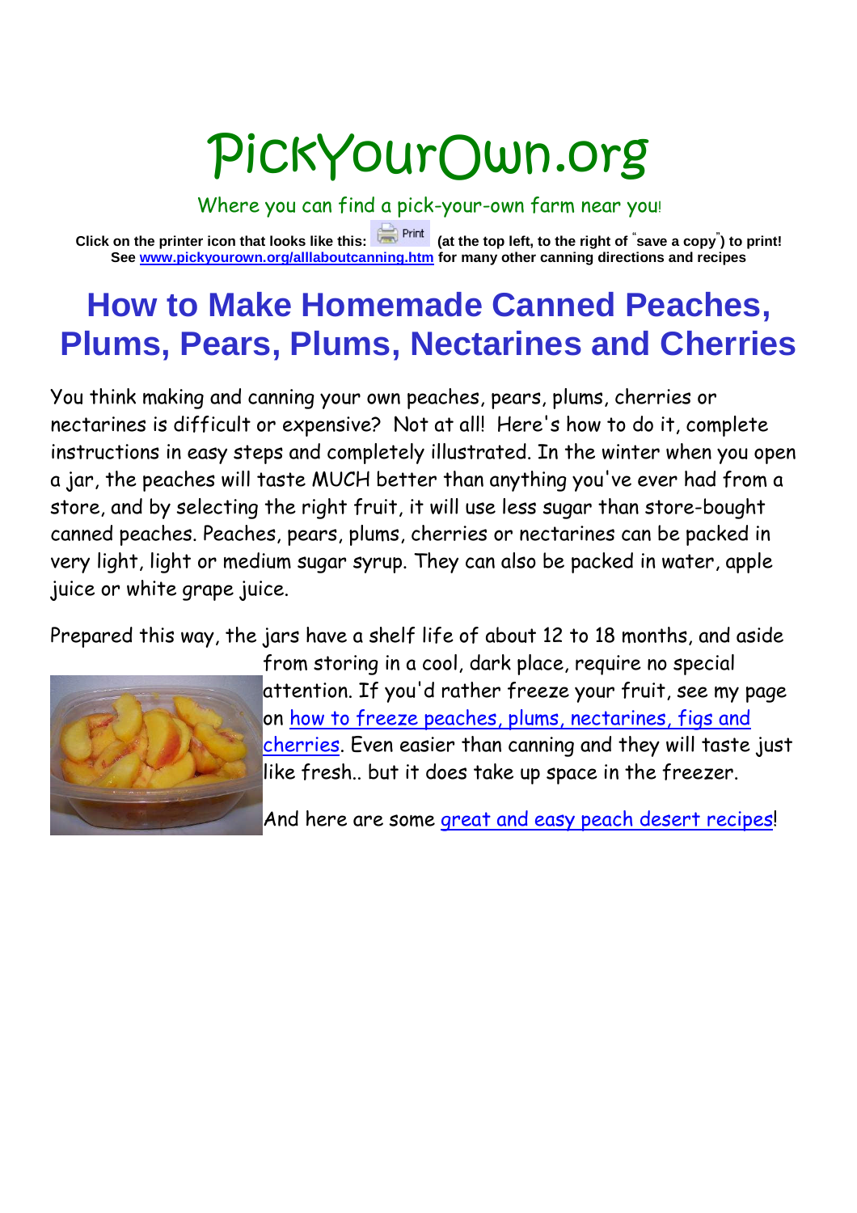# PickYourOwn.org

Where you can find a pick-your-own farm near you!

**Click on the printer icon that looks like this: Print (at the top left, to the right of "save a copy") to print!**
**See [www.pickyourown.org/alllaboutcanning.htm](www.pickyourown.org/alllaboutcanning.htm) for many other canning directions and recipes**

## How to Make Homemade Canned Peaches, Plums, Pears, Plums, Nectarines and Cherries

You think making and canning your own peaches, pears, plums, cherries or nectarines is difficult or expensive? Not at all! Here's how to do it, complete instructions in easy steps and completely illustrated. In the winter when you open a jar, the peaches will taste MUCH better than anything you've ever had from a store, and by selecting the right fruit, it will use less sugar than store-bought canned peaches. Peaches, pears, plums, cherries or nectarines can be packed in very light, light or medium sugar syrup. They can also be packed in water, apple juice or white grape juice.

Prepared this way, the jars have a shelf life of about 12 to 18 months, and aside from storing in a cool, dark place, require no special attention. If you'd rather freeze your fruit, see my page on how to freeze peaches, plums, nectarines, figs and cherries. Even easier than canning and they will taste just like fresh.. but it does take up space in the freezer.

And here are some great and easy peach desert recipes!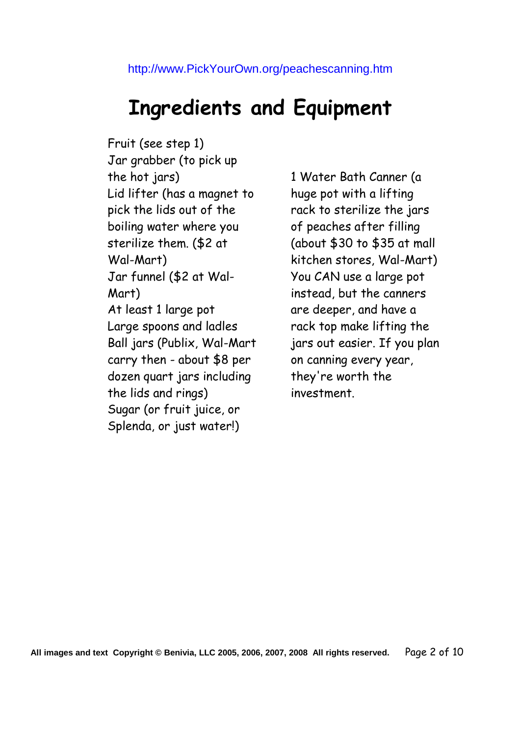http://www.PickYourOwn.org/peachescanning.htm

# Ingredients and Equipment

Fruit (see step 1)
Jar grabber (to pick up the hot jars)
Lid lifter (has a magnet to pick the lids out of the boiling water where you sterilize them. ($2 at Wal-Mart)
Jar funnel ($2 at Wal-Mart)
At least 1 large pot
Large spoons and ladles
Ball jars (Publix, Wal-Mart carry then - about $8 per dozen quart jars including the lids and rings)
Sugar (or fruit juice, or Splenda, or just water!)

1 Water Bath Canner (a huge pot with a lifting rack to sterilize the jars of peaches after filling (about $30 to $35 at mall kitchen stores, Wal-Mart) You CAN use a large pot instead, but the canners are deeper, and have a rack top make lifting the jars out easier. If you plan on canning every year, they're worth the investment.

All images and text Copyright © Benivia, LLC 2005, 2006, 2007, 2008 All rights reserved.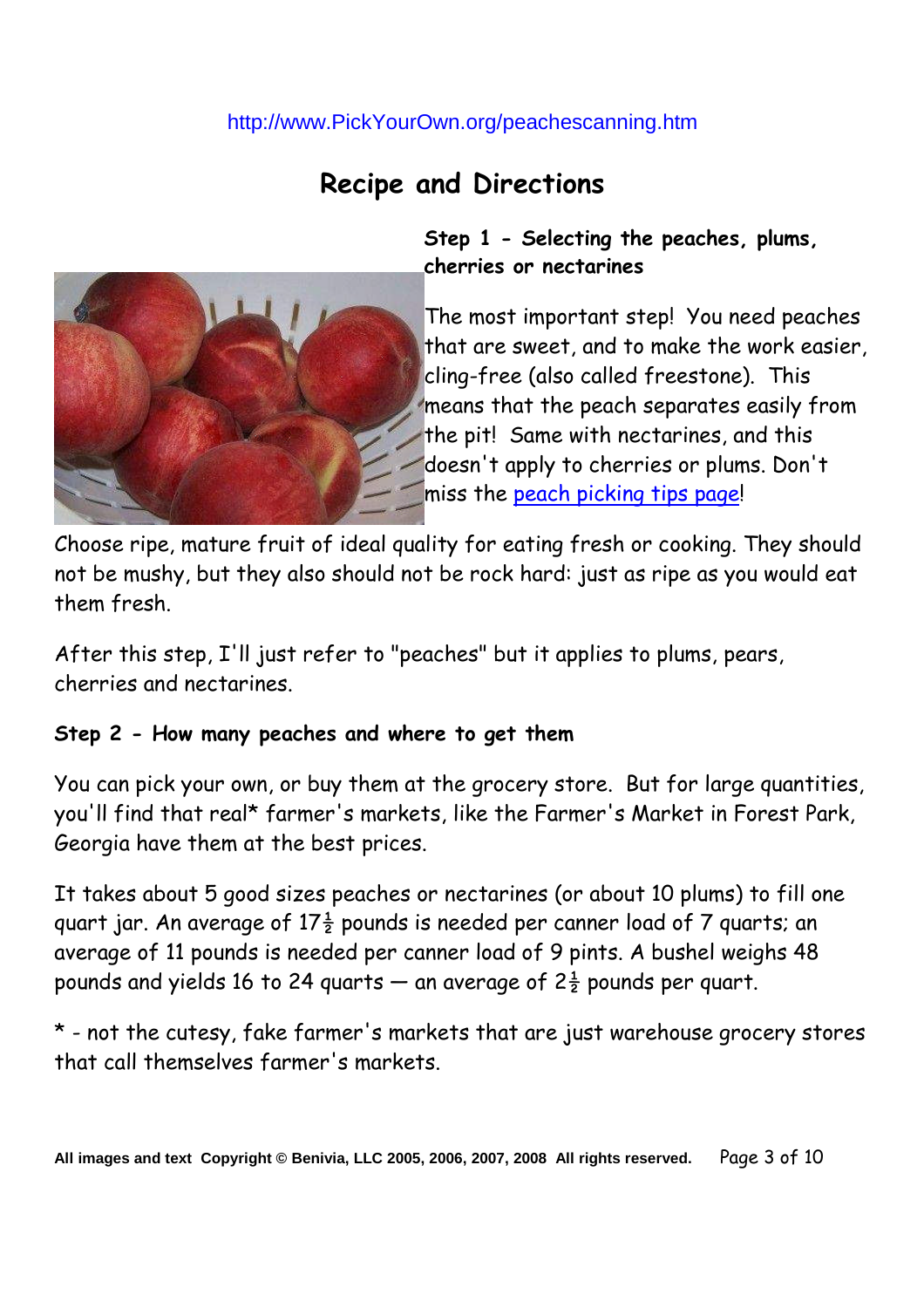http://www.PickYourOwn.org/peachescanning.htm

## Recipe and Directions

**Step 1 - Selecting the peaches, plums, cherries or nectarines**

The most important step! You need peaches that are sweet, and to make the work easier, cling-free (also called freestone). This means that the peach separates easily from the pit! Same with nectarines, and this doesn't apply to cherries or plums. Don't miss the peach picking tips page!

Choose ripe, mature fruit of ideal quality for eating fresh or cooking. They should not be mushy, but they also should not be rock hard: just as ripe as you would eat them fresh.

After this step, I'll just refer to "peaches" but it applies to plums, pears, cherries and nectarines.

**Step 2 - How many peaches and where to get them**

You can pick your own, or buy them at the grocery store. But for large quantities, you'll find that real* farmer's markets, like the Farmer's Market in Forest Park, Georgia have them at the best prices.

It takes about 5 good sizes peaches or nectarines (or about 10 plums) to fill one quart jar. An average of 17½ pounds is needed per canner load of 7 quarts; an average of 11 pounds is needed per canner load of 9 pints. A bushel weighs 48 pounds and yields 16 to 24 quarts — an average of 2½ pounds per quart.

* - not the cutesy, fake farmer's markets that are just warehouse grocery stores that call themselves farmer's markets.

All images and text Copyright © Benivia, LLC 2005, 2006, 2007, 2008 All rights reserved.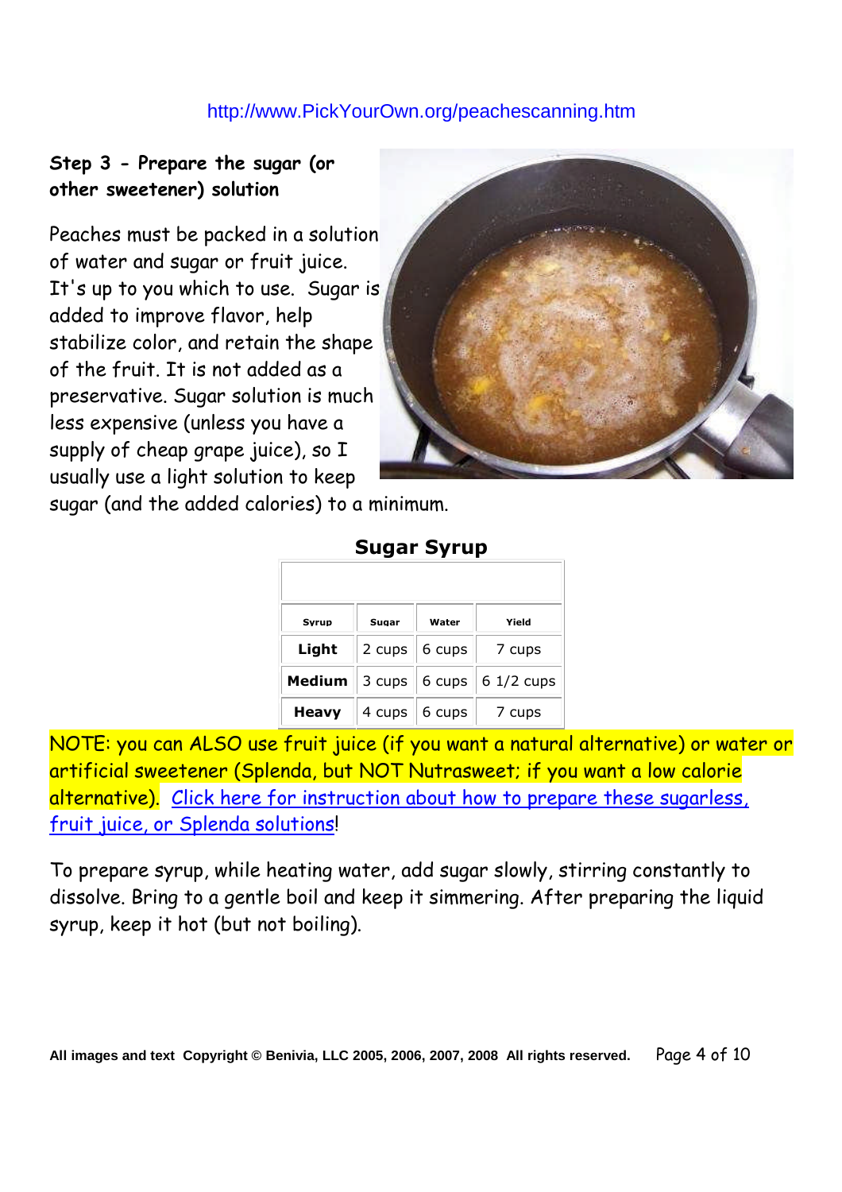http://www.PickYourOwn.org/peachescanning.htm

### Step 3 - Prepare the sugar (or other sweetener) solution

Peaches must be packed in a solution of water and sugar or fruit juice. It's up to you which to use. Sugar is added to improve flavor, help stabilize color, and retain the shape of the fruit. It is not added as a preservative. Sugar solution is much less expensive (unless you have a supply of cheap grape juice), so I usually use a light solution to keep sugar (and the added calories) to a minimum.

**Sugar Syrup**

| Syrup | Sugar | Water | Yield |
|---|---|---|---|
| **Light** | 2 cups | 6 cups | 7 cups |
| **Medium** | 3 cups | 6 cups | 6 1/2 cups |
| **Heavy** | 4 cups | 6 cups | 7 cups |

NOTE: you can ALSO use fruit juice (if you want a natural alternative) or water or artificial sweetener (Splenda, but NOT Nutrasweet; if you want a low calorie alternative). Click here for instruction about how to prepare these sugarless, fruit juice, or Splenda solutions!

To prepare syrup, while heating water, add sugar slowly, stirring constantly to dissolve. Bring to a gentle boil and keep it simmering. After preparing the liquid syrup, keep it hot (but not boiling).

All images and text Copyright © Benivia, LLC 2005, 2006, 2007, 2008 All rights reserved.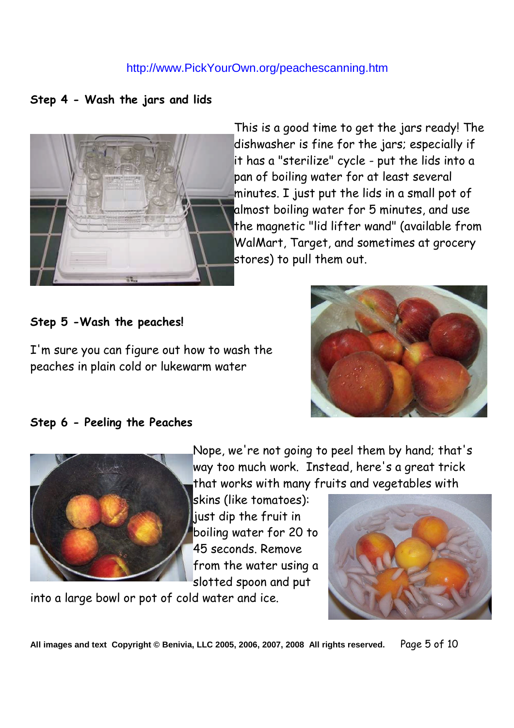http://www.PickYourOwn.org/peachescanning.htm

### Step 4 - Wash the jars and lids

This is a good time to get the jars ready! The dishwasher is fine for the jars; especially if it has a "sterilize" cycle - put the lids into a pan of boiling water for at least several minutes. I just put the lids in a small pot of almost boiling water for 5 minutes, and use the magnetic "lid lifter wand" (available from WalMart, Target, and sometimes at grocery stores) to pull them out.

### Step 5 -Wash the peaches!

I'm sure you can figure out how to wash the peaches in plain cold or lukewarm water

### Step 6 - Peeling the Peaches

Nope, we're not going to peel them by hand; that's way too much work. Instead, here's a great trick that works with many fruits and vegetables with skins (like tomatoes): just dip the fruit in boiling water for 20 to 45 seconds. Remove from the water using a slotted spoon and put into a large bowl or pot of cold water and ice.

All images and text Copyright © Benivia, LLC 2005, 2006, 2007, 2008 All rights reserved.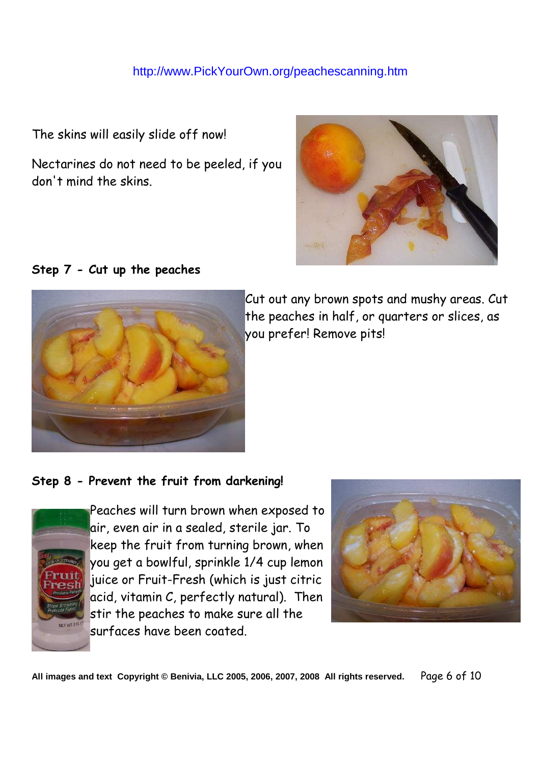http://www.PickYourOwn.org/peachescanning.htm

The skins will easily slide off now!

Nectarines do not need to be peeled, if you don't mind the skins.

**Step 7 - Cut up the peaches**

Cut out any brown spots and mushy areas. Cut the peaches in half, or quarters or slices, as you prefer! Remove pits!

**Step 8 - Prevent the fruit from darkening!**

Peaches will turn brown when exposed to air, even air in a sealed, sterile jar. To keep the fruit from turning brown, when you get a bowlful, sprinkle 1/4 cup lemon juice or Fruit-Fresh (which is just citric acid, vitamin C, perfectly natural). Then stir the peaches to make sure all the surfaces have been coated.

**All images and text Copyright © Benivia, LLC 2005, 2006, 2007, 2008 All rights reserved.**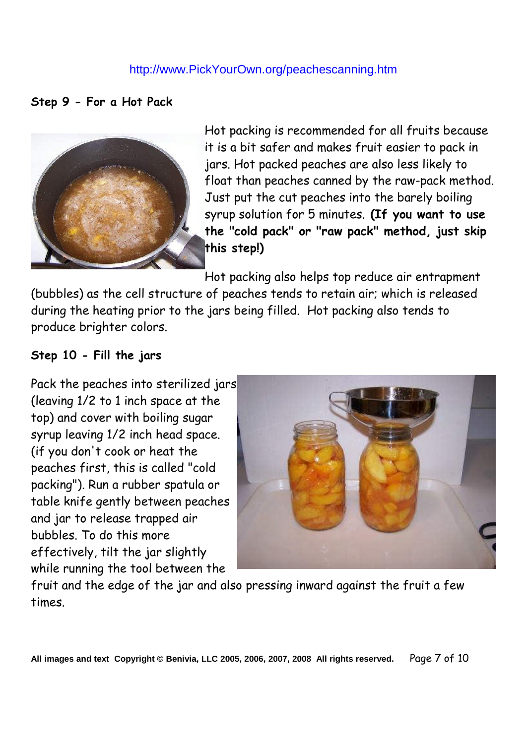http://www.PickYourOwn.org/peachescanning.htm

**Step 9 - For a Hot Pack**

Hot packing is recommended for all fruits because it is a bit safer and makes fruit easier to pack in jars. Hot packed peaches are also less likely to float than peaches canned by the raw-pack method. Just put the cut peaches into the barely boiling syrup solution for 5 minutes. **(If you want to use the "cold pack" or "raw pack" method, just skip this step!)**

Hot packing also helps top reduce air entrapment (bubbles) as the cell structure of peaches tends to retain air; which is released during the heating prior to the jars being filled. Hot packing also tends to produce brighter colors.

**Step 10 - Fill the jars**

Pack the peaches into sterilized jars (leaving 1/2 to 1 inch space at the top) and cover with boiling sugar syrup leaving 1/2 inch head space. (if you don't cook or heat the peaches first, this is called "cold packing"). Run a rubber spatula or table knife gently between peaches and jar to release trapped air bubbles. To do this more effectively, tilt the jar slightly while running the tool between the fruit and the edge of the jar and also pressing inward against the fruit a few times.

All images and text Copyright © Benivia, LLC 2005, 2006, 2007, 2008 All rights reserved.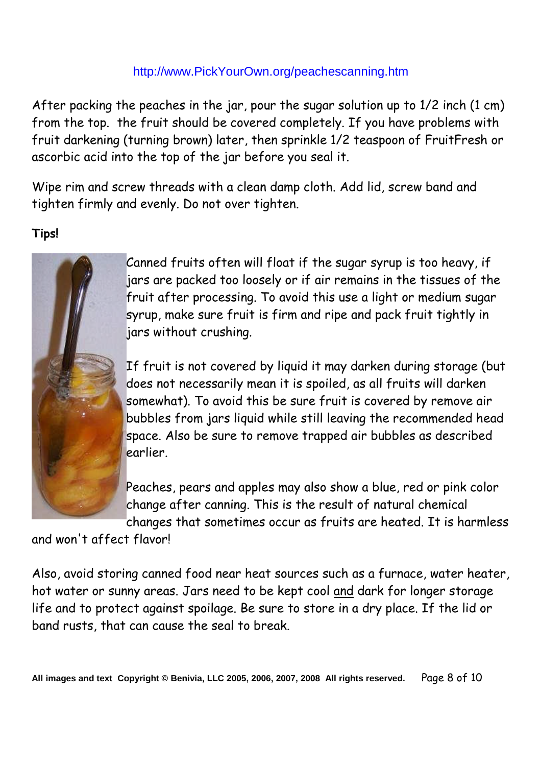http://www.PickYourOwn.org/peachescanning.htm

After packing the peaches in the jar, pour the sugar solution up to 1/2 inch (1 cm) from the top. the fruit should be covered completely. If you have problems with fruit darkening (turning brown) later, then sprinkle 1/2 teaspoon of FruitFresh or ascorbic acid into the top of the jar before you seal it.

Wipe rim and screw threads with a clean damp cloth. Add lid, screw band and tighten firmly and evenly. Do not over tighten.

**Tips!**

Canned fruits often will float if the sugar syrup is too heavy, if jars are packed too loosely or if air remains in the tissues of the fruit after processing. To avoid this use a light or medium sugar syrup, make sure fruit is firm and ripe and pack fruit tightly in jars without crushing.

If fruit is not covered by liquid it may darken during storage (but does not necessarily mean it is spoiled, as all fruits will darken somewhat). To avoid this be sure fruit is covered by remove air bubbles from jars liquid while still leaving the recommended head space. Also be sure to remove trapped air bubbles as described earlier.

Peaches, pears and apples may also show a blue, red or pink color change after canning. This is the result of natural chemical changes that sometimes occur as fruits are heated. It is harmless and won't affect flavor!

Also, avoid storing canned food near heat sources such as a furnace, water heater, hot water or sunny areas. Jars need to be kept cool and dark for longer storage life and to protect against spoilage. Be sure to store in a dry place. If the lid or band rusts, that can cause the seal to break.

**All images and text Copyright © Benivia, LLC 2005, 2006, 2007, 2008 All rights reserved.**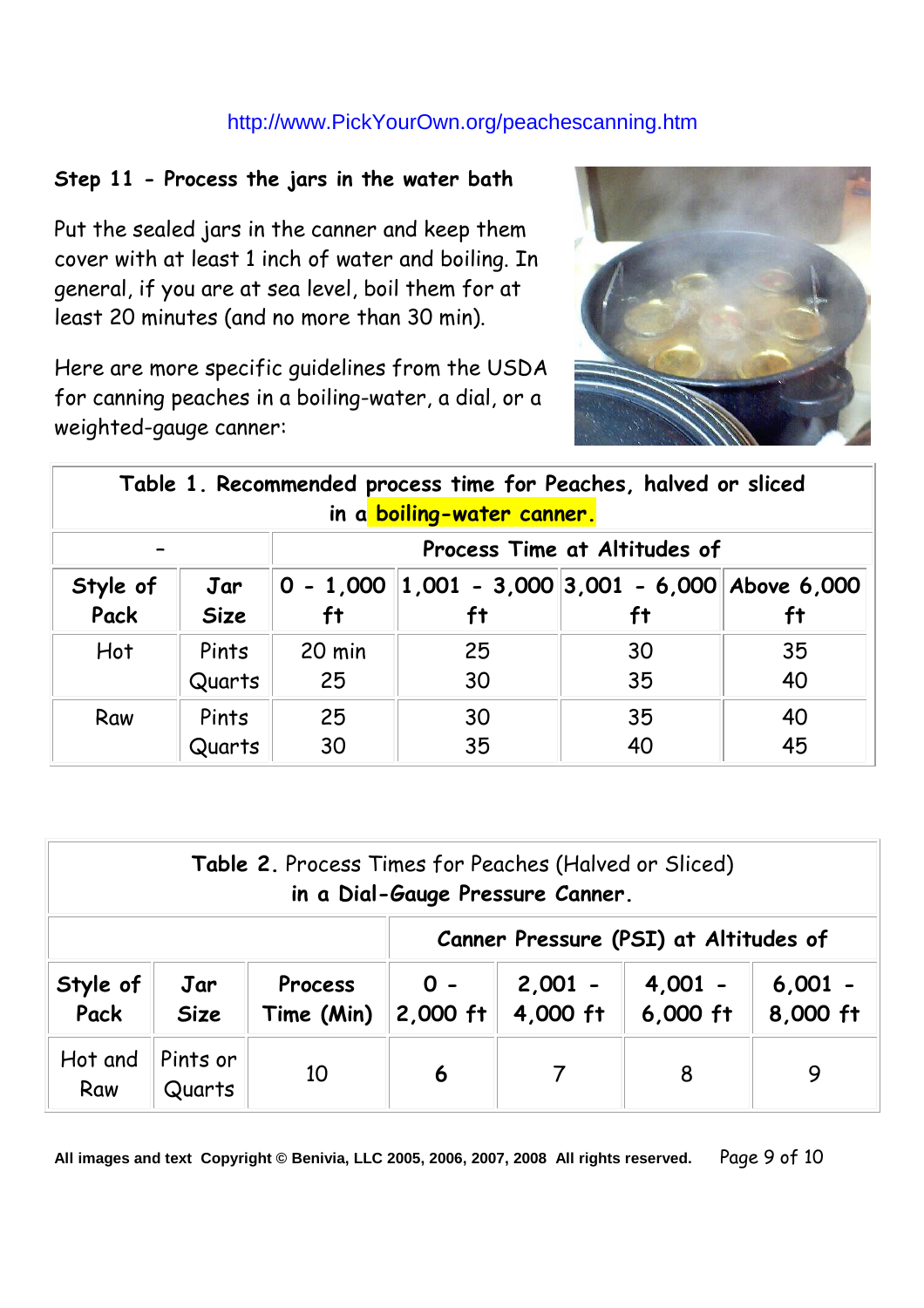http://www.PickYourOwn.org/peachescanning.htm

### Step 11 - Process the jars in the water bath

Put the sealed jars in the canner and keep them cover with at least 1 inch of water and boiling. In general, if you are at sea level, boil them for at least 20 minutes (and no more than 30 min).

Here are more specific guidelines from the USDA for canning peaches in a boiling-water, a dial, or a weighted-gauge canner:

| **Table 1. Recommended process time for Peaches, halved or sliced in a boiling-water canner.** | | | | | |
|---|---|---|---|---|---|
| - | | **Process Time at Altitudes of** | | | |
| **Style of Pack** | **Jar Size** | **0 - 1,000 ft** | **1,001 - 3,000 ft** | **3,001 - 6,000 ft** | **Above 6,000 ft** |
| Hot | Pints | 20 min | 25 | 30 | 35 |
| | Quarts | 25 | 30 | 35 | 40 |
| Raw | Pints | 25 | 30 | 35 | 40 |
| | Quarts | 30 | 35 | 40 | 45 |

| **Table 2.** Process Times for Peaches (Halved or Sliced) **in a Dial-Gauge Pressure Canner.** | | | | | | |
|---|---|---|---|---|---|---|
| | | | **Canner Pressure (PSI) at Altitudes of** | | | |
| **Style of Pack** | **Jar Size** | **Process Time (Min)** | **0 - 2,000 ft** | **2,001 - 4,000 ft** | **4,001 - 6,000 ft** | **6,001 - 8,000 ft** |
| Hot and Raw | Pints or Quarts | 10 | **6** | 7 | 8 | 9 |

**All images and text Copyright © Benivia, LLC 2005, 2006, 2007, 2008 All rights reserved.**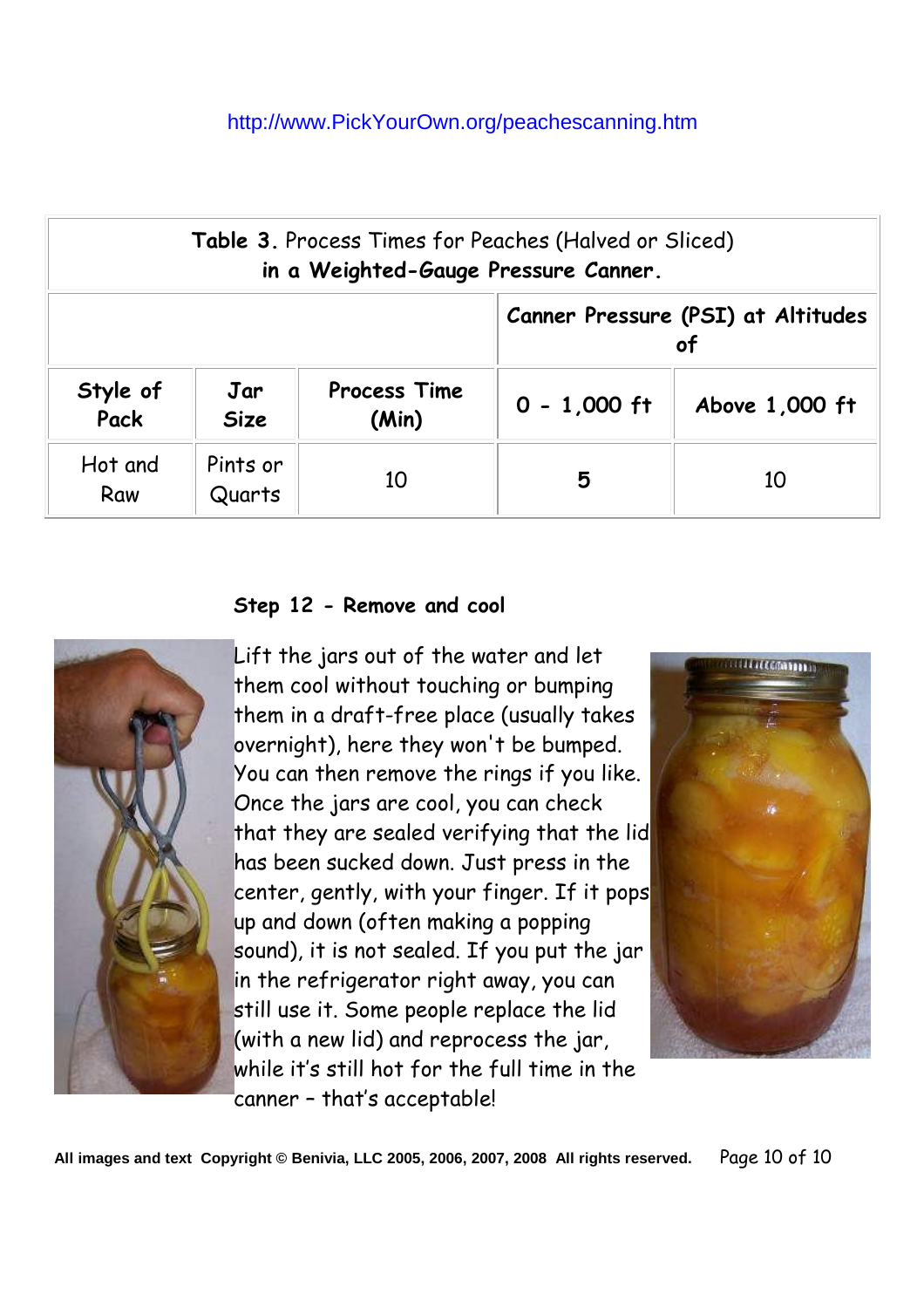http://www.PickYourOwn.org/peachescanning.htm

| **Table 3.** Process Times for Peaches (Halved or Sliced) **in a Weighted-Gauge Pressure Canner.** | | | | |
|---|---|---|---|---|
| | | | **Canner Pressure (PSI) at Altitudes of** | |
| **Style of Pack** | **Jar Size** | **Process Time (Min)** | **0 - 1,000 ft** | **Above 1,000 ft** |
| Hot and Raw | Pints or Quarts | 10 | **5** | 10 |

### Step 12 - Remove and cool

Lift the jars out of the water and let them cool without touching or bumping them in a draft-free place (usually takes overnight), here they won't be bumped. You can then remove the rings if you like. Once the jars are cool, you can check that they are sealed verifying that the lid has been sucked down. Just press in the center, gently, with your finger. If it pops up and down (often making a popping sound), it is not sealed. If you put the jar in the refrigerator right away, you can still use it. Some people replace the lid (with a new lid) and reprocess the jar, while it's still hot for the full time in the canner – that's acceptable!

All images and text Copyright © Benivia, LLC 2005, 2006, 2007, 2008 All rights reserved.